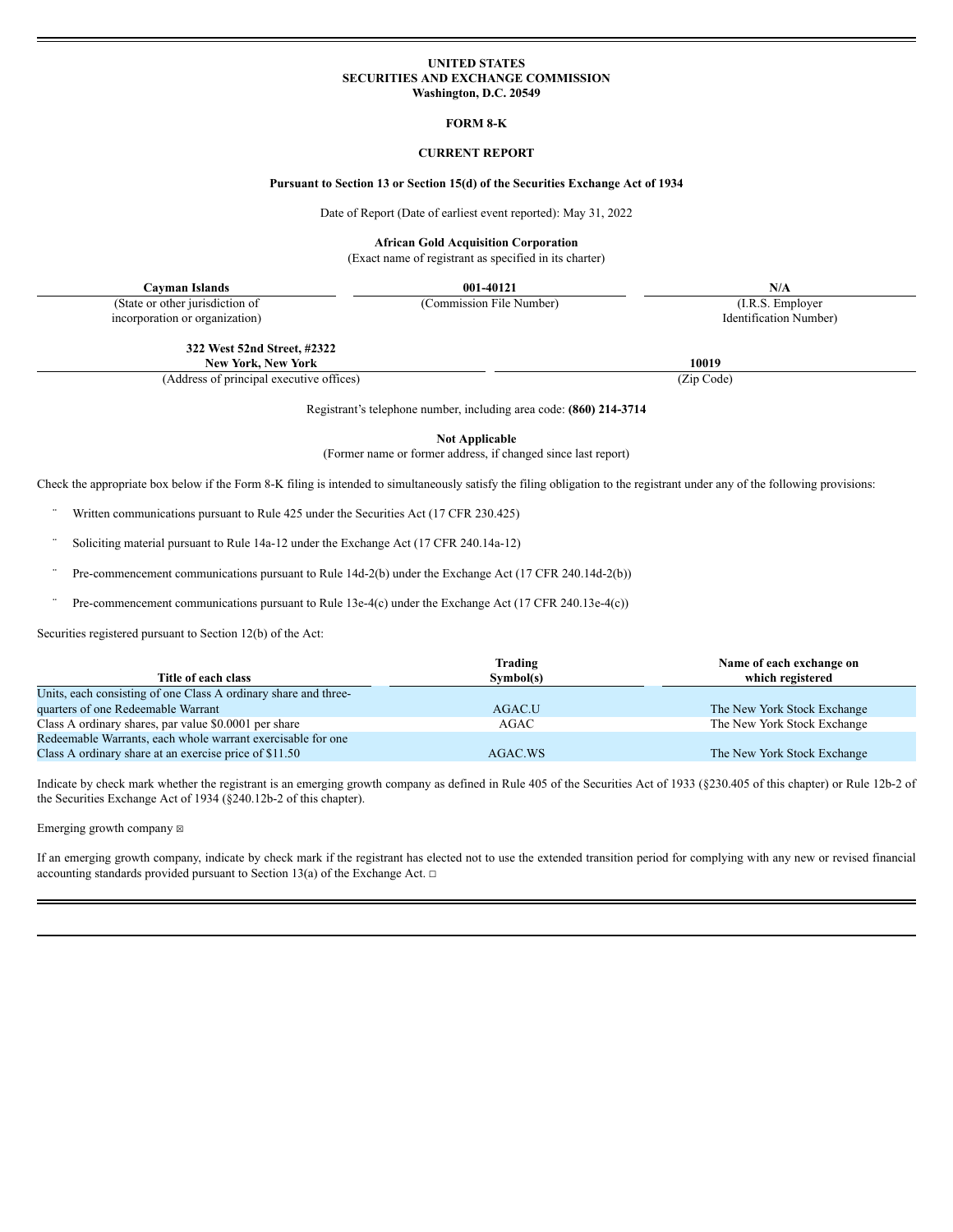**UNITED STATES**
**SECURITIES AND EXCHANGE COMMISSION**
**Washington, D.C. 20549**

**FORM 8-K**

**CURRENT REPORT**

**Pursuant to Section 13 or Section 15(d) of the Securities Exchange Act of 1934**

Date of Report (Date of earliest event reported): May 31, 2022

**African Gold Acquisition Corporation**
(Exact name of registrant as specified in its charter)

| **Cayman Islands** | **001-40121** | **N/A** |
|---|---|---|
| (State or other jurisdiction of incorporation or organization) | (Commission File Number) | (I.R.S. Employer Identification Number) |

| **322 West 52nd Street, #2322 New York, New York** | **10019** |
|---|---|
| (Address of principal executive offices) | (Zip Code) |

Registrant's telephone number, including area code: **(860) 214-3714**

**Not Applicable**
(Former name or former address, if changed since last report)

Check the appropriate box below if the Form 8-K filing is intended to simultaneously satisfy the filing obligation to the registrant under any of the following provisions:

¨ Written communications pursuant to Rule 425 under the Securities Act (17 CFR 230.425)

¨ Soliciting material pursuant to Rule 14a-12 under the Exchange Act (17 CFR 240.14a-12)

¨ Pre-commencement communications pursuant to Rule 14d-2(b) under the Exchange Act (17 CFR 240.14d-2(b))

¨ Pre-commencement communications pursuant to Rule 13e-4(c) under the Exchange Act (17 CFR 240.13e-4(c))

Securities registered pursuant to Section 12(b) of the Act:

| Title of each class | Trading Symbol(s) | Name of each exchange on which registered |
|---|---|---|
| Units, each consisting of one Class A ordinary share and three-quarters of one Redeemable Warrant | AGAC.U | The New York Stock Exchange |
| Class A ordinary shares, par value $0.0001 per share | AGAC | The New York Stock Exchange |
| Redeemable Warrants, each whole warrant exercisable for one Class A ordinary share at an exercise price of $11.50 | AGAC.WS | The New York Stock Exchange |

Indicate by check mark whether the registrant is an emerging growth company as defined in Rule 405 of the Securities Act of 1933 (§230.405 of this chapter) or Rule 12b-2 of the Securities Exchange Act of 1934 (§240.12b-2 of this chapter).

Emerging growth company ☒

If an emerging growth company, indicate by check mark if the registrant has elected not to use the extended transition period for complying with any new or revised financial accounting standards provided pursuant to Section 13(a) of the Exchange Act. ☐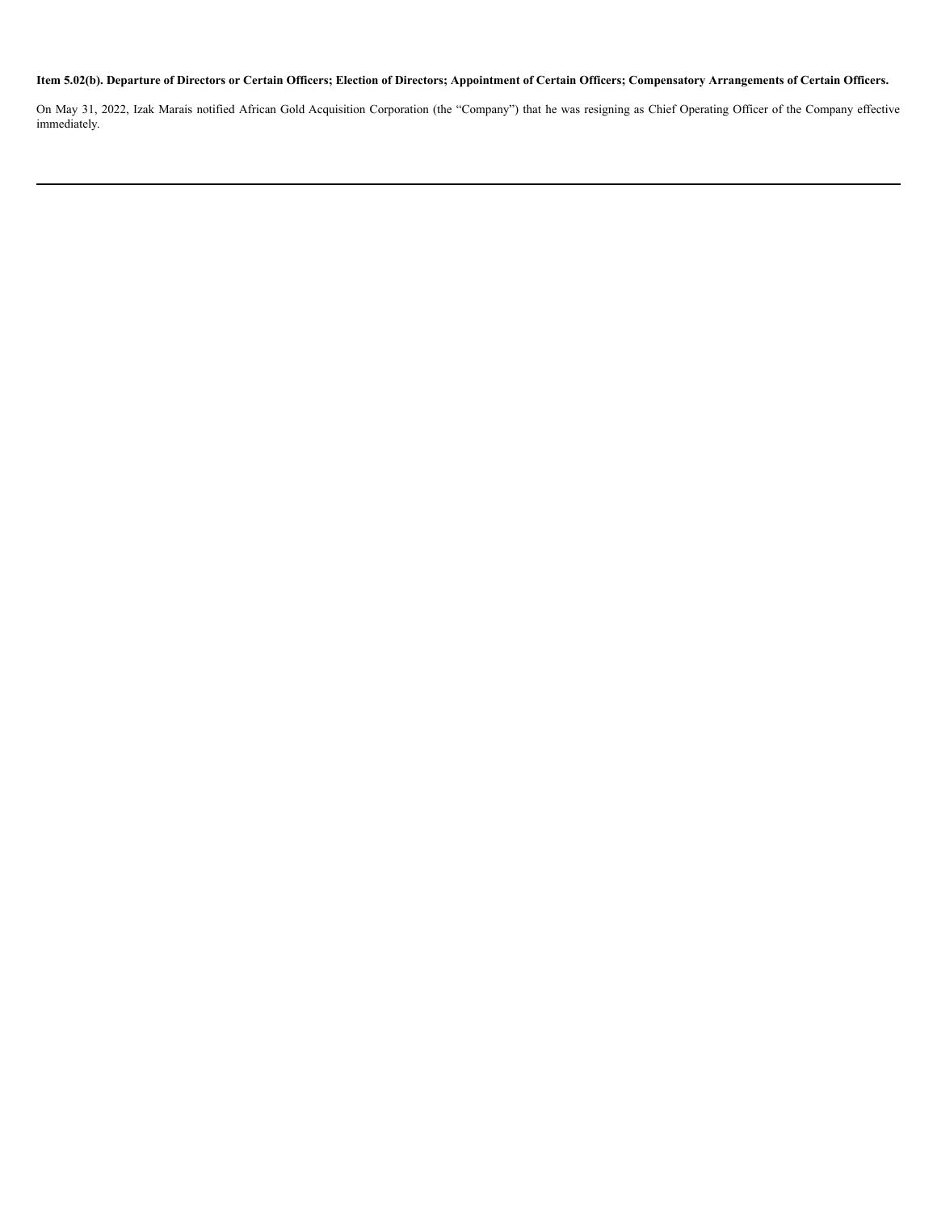**Item 5.02(b). Departure of Directors or Certain Officers; Election of Directors; Appointment of Certain Officers; Compensatory Arrangements of Certain Officers.**

On May 31, 2022, Izak Marais notified African Gold Acquisition Corporation (the "Company") that he was resigning as Chief Operating Officer of the Company effective immediately.

---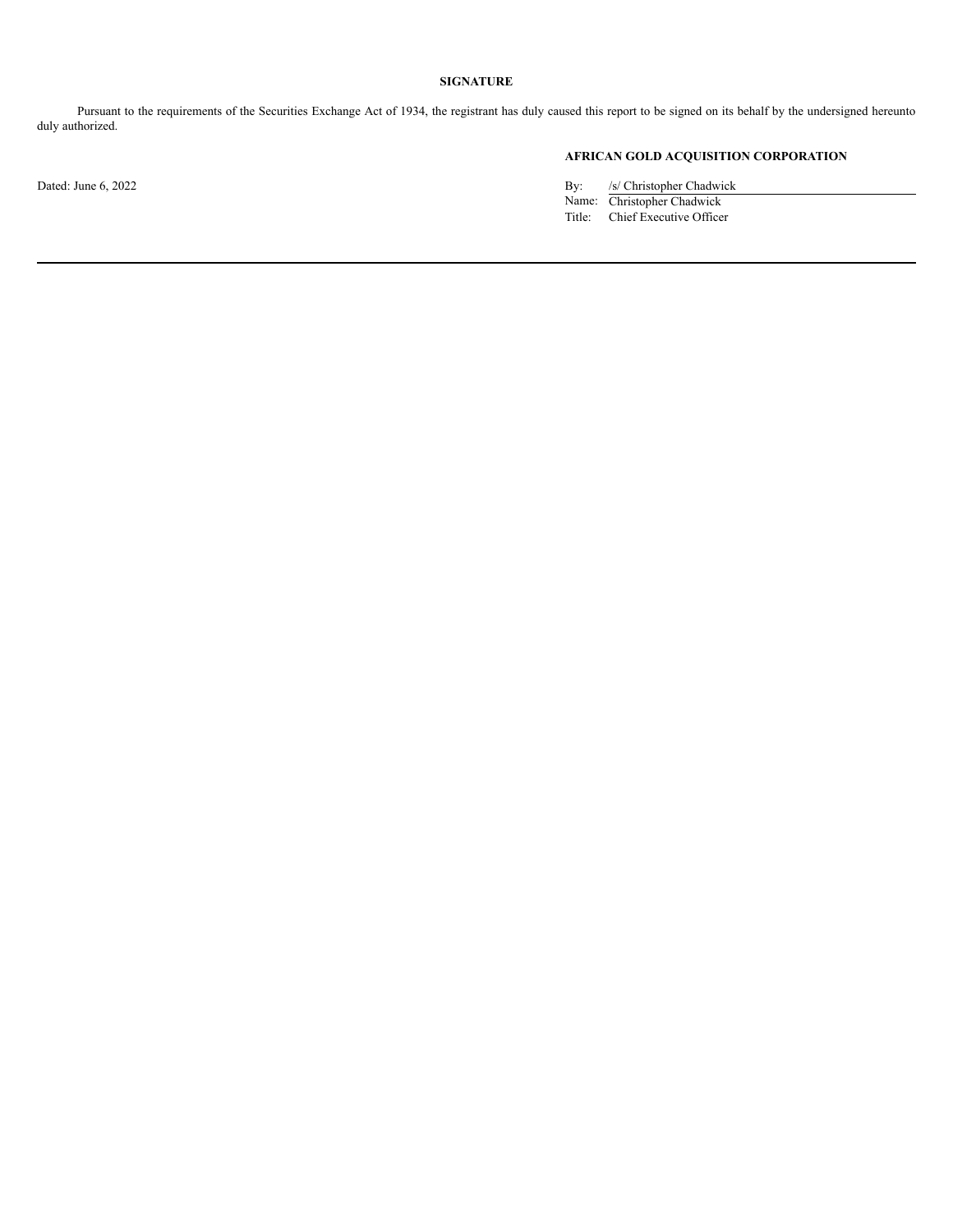**SIGNATURE**

Pursuant to the requirements of the Securities Exchange Act of 1934, the registrant has duly caused this report to be signed on its behalf by the undersigned hereunto duly authorized.

**AFRICAN GOLD ACQUISITION CORPORATION**

Dated: June 6, 2022

By: /s/ Christopher Chadwick
Name: Christopher Chadwick
Title: Chief Executive Officer